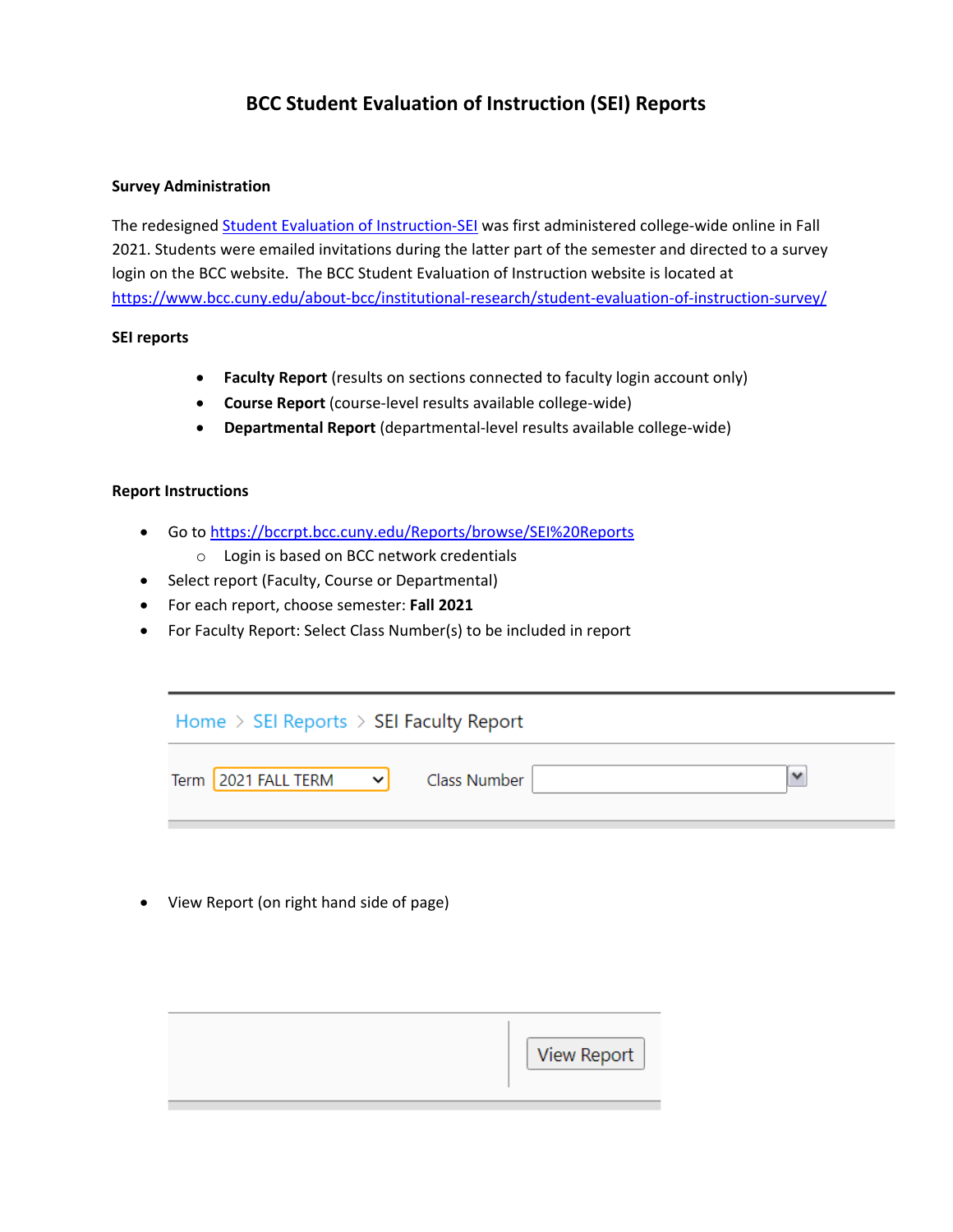# BCC Student Evaluation of Instruction (SEI) Reports

## Survey Administration

The redesigned [Student Evaluation of Instruction-SEI](https://www.bcc.cuny.edu/about-bcc/institutional-research/student-evaluation-of-instruction-survey/) was first administered college-wide online in Fall 2021. Students were emailed invitations during the latter part of the semester and directed to a survey login on the BCC website. The BCC Student Evaluation of Instruction website is located at https://www.bcc.cuny.edu/about-bcc/institutional-research/student-evaluation-of-instruction-survey/

## SEI reports

- **Faculty Report** (results on sections connected to faculty login account only)
- **Course Report** (course-level results available college-wide)
- **Departmental Report** (departmental-level results available college-wide)

## Report Instructions

- Go to https://bccrpt.bcc.cuny.edu/Reports/browse/SEI%20Reports
  - Login is based on BCC network credentials
- Select report (Faculty, Course or Departmental)
- For each report, choose semester: **Fall 2021**
- For Faculty Report: Select Class Number(s) to be included in report

Home > SEI Reports > SEI Faculty Report

Term 2021 FALL TERM    Class Number

- View Report (on right hand side of page)

View Report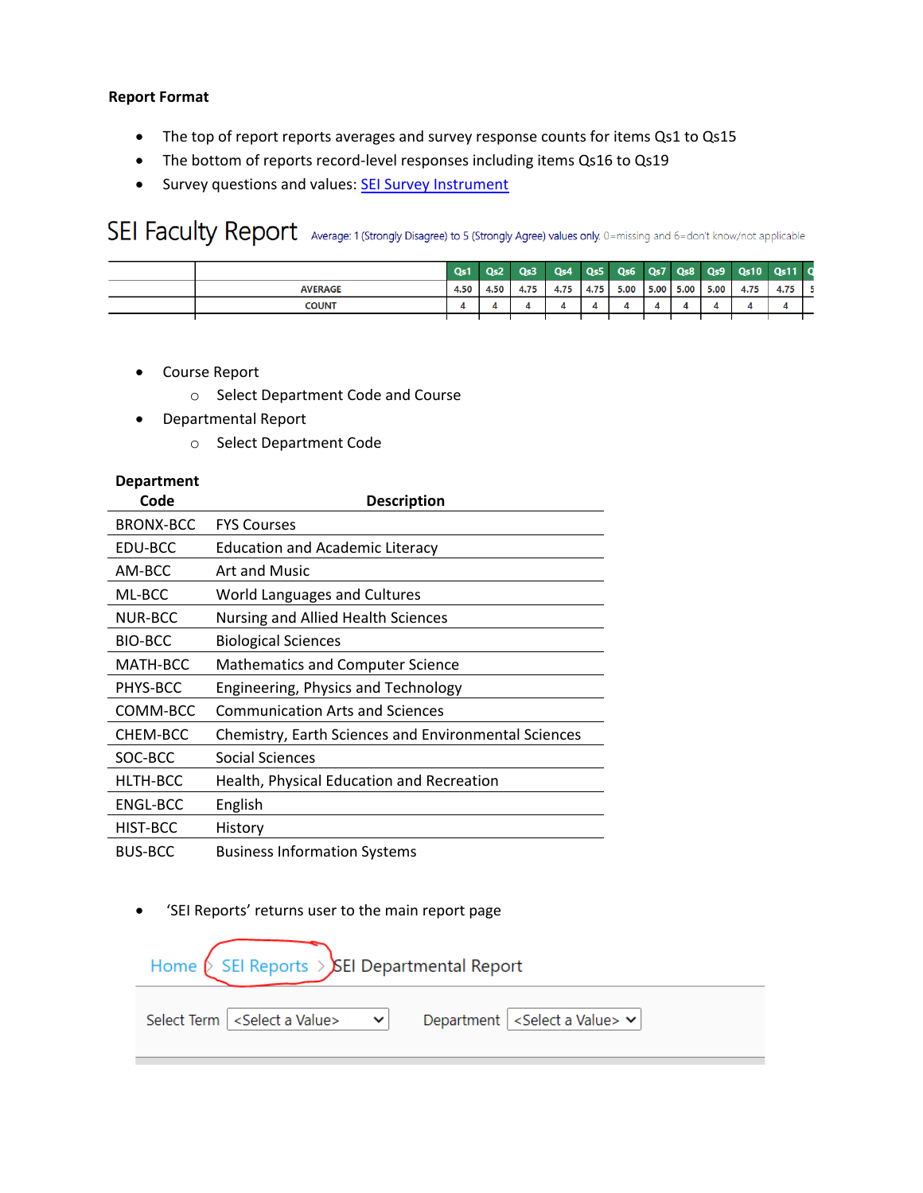**Report Format**

- The top of report reports averages and survey response counts for items Qs1 to Qs15
- The bottom of reports record-level responses including items Qs16 to Qs19
- Survey questions and values: SEI Survey Instrument

# SEI Faculty Report

Average: 1 (Strongly Disagree) to 5 (Strongly Agree) values only. 0=missing and 6=don't know/not applicable

| | | Qs1 | Qs2 | Qs3 | Qs4 | Qs5 | Qs6 | Qs7 | Qs8 | Qs9 | Qs10 | Qs11 | Q |
|---|---|---|---|---|---|---|---|---|---|---|---|---|---|
| | AVERAGE | 4.50 | 4.50 | 4.75 | 4.75 | 4.75 | 5.00 | 5.00 | 5.00 | 5.00 | 4.75 | 4.75 | 5 |
| | COUNT | 4 | 4 | 4 | 4 | 4 | 4 | 4 | 4 | 4 | 4 | 4 | |

- Course Report
  - Select Department Code and Course
- Departmental Report
  - Select Department Code

| Department Code | Description |
|---|---|
| BRONX-BCC | FYS Courses |
| EDU-BCC | Education and Academic Literacy |
| AM-BCC | Art and Music |
| ML-BCC | World Languages and Cultures |
| NUR-BCC | Nursing and Allied Health Sciences |
| BIO-BCC | Biological Sciences |
| MATH-BCC | Mathematics and Computer Science |
| PHYS-BCC | Engineering, Physics and Technology |
| COMM-BCC | Communication Arts and Sciences |
| CHEM-BCC | Chemistry, Earth Sciences and Environmental Sciences |
| SOC-BCC | Social Sciences |
| HLTH-BCC | Health, Physical Education and Recreation |
| ENGL-BCC | English |
| HIST-BCC | History |
| BUS-BCC | Business Information Systems |

- 'SEI Reports' returns user to the main report page

Home > SEI Reports > SEI Departmental Report

Select Term <Select a Value> Department <Select a Value>